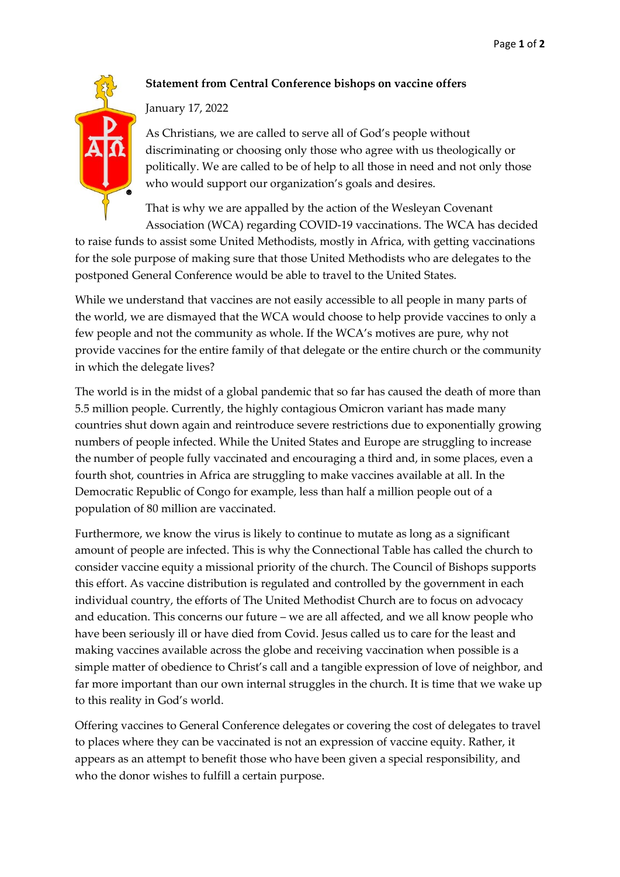**Statement from Central Conference bishops on vaccine offers**

January 17, 2022

As Christians, we are called to serve all of God's people without discriminating or choosing only those who agree with us theologically or politically. We are called to be of help to all those in need and not only those who would support our organization's goals and desires.

That is why we are appalled by the action of the Wesleyan Covenant Association (WCA) regarding COVID-19 vaccinations. The WCA has decided to raise funds to assist some United Methodists, mostly in Africa, with getting vaccinations for the sole purpose of making sure that those United Methodists who are delegates to the postponed General Conference would be able to travel to the United States.

While we understand that vaccines are not easily accessible to all people in many parts of the world, we are dismayed that the WCA would choose to help provide vaccines to only a few people and not the community as whole. If the WCA's motives are pure, why not provide vaccines for the entire family of that delegate or the entire church or the community in which the delegate lives?

The world is in the midst of a global pandemic that so far has caused the death of more than 5.5 million people. Currently, the highly contagious Omicron variant has made many countries shut down again and reintroduce severe restrictions due to exponentially growing numbers of people infected. While the United States and Europe are struggling to increase the number of people fully vaccinated and encouraging a third and, in some places, even a fourth shot, countries in Africa are struggling to make vaccines available at all. In the Democratic Republic of Congo for example, less than half a million people out of a population of 80 million are vaccinated.

Furthermore, we know the virus is likely to continue to mutate as long as a significant amount of people are infected. This is why the Connectional Table has called the church to consider vaccine equity a missional priority of the church. The Council of Bishops supports this effort. As vaccine distribution is regulated and controlled by the government in each individual country, the efforts of The United Methodist Church are to focus on advocacy and education. This concerns our future – we are all affected, and we all know people who have been seriously ill or have died from Covid. Jesus called us to care for the least and making vaccines available across the globe and receiving vaccination when possible is a simple matter of obedience to Christ's call and a tangible expression of love of neighbor, and far more important than our own internal struggles in the church. It is time that we wake up to this reality in God's world.

Offering vaccines to General Conference delegates or covering the cost of delegates to travel to places where they can be vaccinated is not an expression of vaccine equity. Rather, it appears as an attempt to benefit those who have been given a special responsibility, and who the donor wishes to fulfill a certain purpose.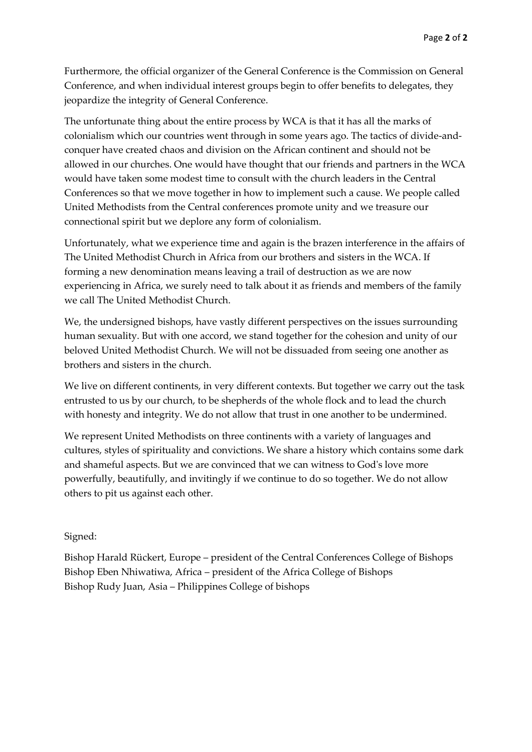Furthermore, the official organizer of the General Conference is the Commission on General Conference, and when individual interest groups begin to offer benefits to delegates, they jeopardize the integrity of General Conference.

The unfortunate thing about the entire process by WCA is that it has all the marks of colonialism which our countries went through in some years ago. The tactics of divide-and-conquer have created chaos and division on the African continent and should not be allowed in our churches. One would have thought that our friends and partners in the WCA would have taken some modest time to consult with the church leaders in the Central Conferences so that we move together in how to implement such a cause. We people called United Methodists from the Central conferences promote unity and we treasure our connectional spirit but we deplore any form of colonialism.

Unfortunately, what we experience time and again is the brazen interference in the affairs of The United Methodist Church in Africa from our brothers and sisters in the WCA. If forming a new denomination means leaving a trail of destruction as we are now experiencing in Africa, we surely need to talk about it as friends and members of the family we call The United Methodist Church.

We, the undersigned bishops, have vastly different perspectives on the issues surrounding human sexuality. But with one accord, we stand together for the cohesion and unity of our beloved United Methodist Church. We will not be dissuaded from seeing one another as brothers and sisters in the church.

We live on different continents, in very different contexts. But together we carry out the task entrusted to us by our church, to be shepherds of the whole flock and to lead the church with honesty and integrity. We do not allow that trust in one another to be undermined.

We represent United Methodists on three continents with a variety of languages and cultures, styles of spirituality and convictions. We share a history which contains some dark and shameful aspects. But we are convinced that we can witness to God's love more powerfully, beautifully, and invitingly if we continue to do so together. We do not allow others to pit us against each other.

Signed:

Bishop Harald Rückert, Europe – president of the Central Conferences College of Bishops
Bishop Eben Nhiwatiwa, Africa – president of the Africa College of Bishops
Bishop Rudy Juan, Asia – Philippines College of bishops